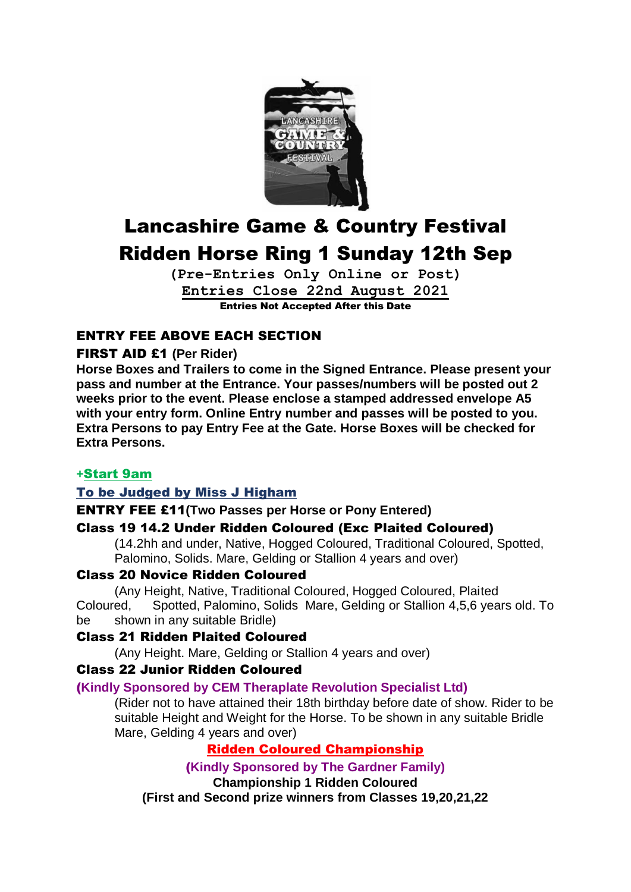# Lancashire Game & Country Festival

# Ridden Horse Ring 1 Sunday 12th Sep

**(Pre-Entries Only Online or Post)**

**Entries Close 22nd August 2021**

**Entries Not Accepted After this Date**

**ENTRY FEE ABOVE EACH SECTION**

**FIRST AID £1 (Per Rider)**

**Horse Boxes and Trailers to come in the Signed Entrance. Please present your pass and number at the Entrance. Your passes/numbers will be posted out 2 weeks prior to the event. Please enclose a stamped addressed envelope A5 with your entry form. Online Entry number and passes will be posted to you. Extra Persons to pay Entry Fee at the Gate. Horse Boxes will be checked for Extra Persons.**

**+Start 9am**

**To be Judged by Miss J Higham**

**ENTRY FEE £11 (Two Passes per Horse or Pony Entered)**

**Class 19 14.2 Under Ridden Coloured (Exc Plaited Coloured)**

(14.2hh and under, Native, Hogged Coloured, Traditional Coloured, Spotted, Palomino, Solids. Mare, Gelding or Stallion 4 years and over)

**Class 20 Novice Ridden Coloured**

(Any Height, Native, Traditional Coloured, Hogged Coloured, Plaited Coloured, Spotted, Palomino, Solids Mare, Gelding or Stallion 4,5,6 years old. To be shown in any suitable Bridle)

**Class 21 Ridden Plaited Coloured**

(Any Height. Mare, Gelding or Stallion 4 years and over)

**Class 22 Junior Ridden Coloured**

**(Kindly Sponsored by CEM Theraplate Revolution Specialist Ltd)**

(Rider not to have attained their 18th birthday before date of show. Rider to be suitable Height and Weight for the Horse. To be shown in any suitable Bridle Mare, Gelding 4 years and over)

**Ridden Coloured Championship**

**(Kindly Sponsored by The Gardner Family)**

**Championship 1 Ridden Coloured**

**(First and Second prize winners from Classes 19,20,21,22**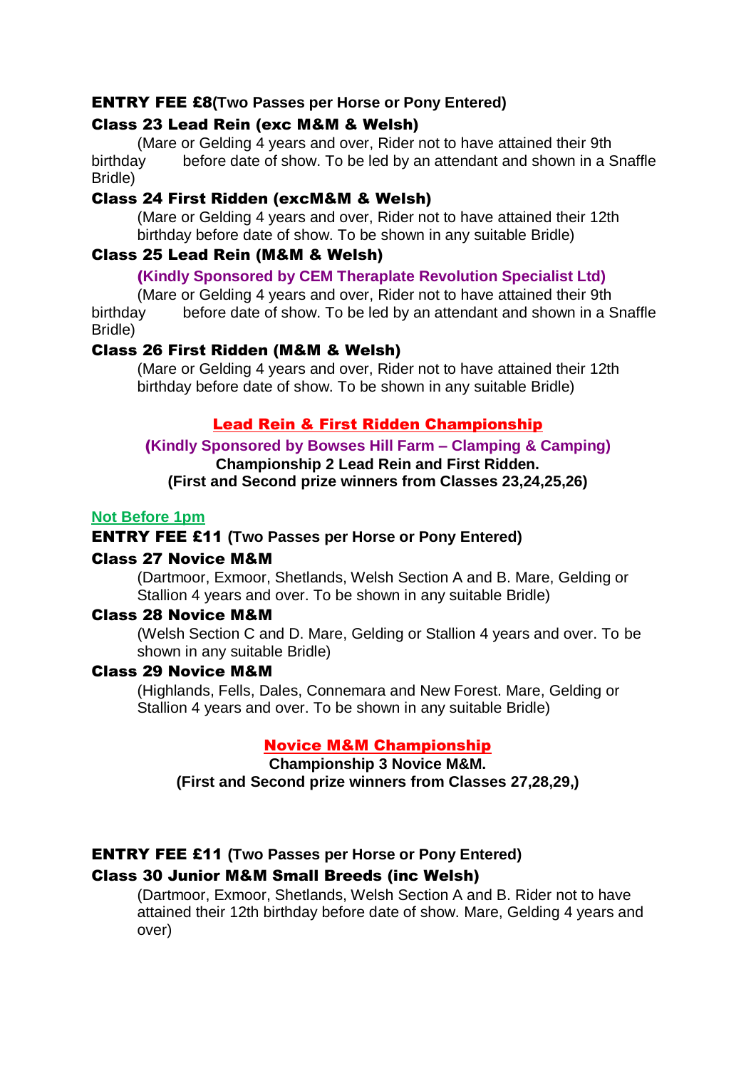**ENTRY FEE £8(Two Passes per Horse or Pony Entered)**

**Class 23 Lead Rein (exc M&M & Welsh)**

(Mare or Gelding 4 years and over, Rider not to have attained their 9th birthday before date of show. To be led by an attendant and shown in a Snaffle Bridle)

**Class 24 First Ridden (excM&M & Welsh)**

(Mare or Gelding 4 years and over, Rider not to have attained their 12th birthday before date of show. To be shown in any suitable Bridle)

**Class 25 Lead Rein (M&M & Welsh)**

**(Kindly Sponsored by CEM Theraplate Revolution Specialist Ltd)**

(Mare or Gelding 4 years and over, Rider not to have attained their 9th birthday before date of show. To be led by an attendant and shown in a Snaffle Bridle)

**Class 26 First Ridden (M&M & Welsh)**

(Mare or Gelding 4 years and over, Rider not to have attained their 12th birthday before date of show. To be shown in any suitable Bridle)

**Lead Rein & First Ridden Championship**

**(Kindly Sponsored by Bowses Hill Farm – Clamping & Camping)**

**Championship 2 Lead Rein and First Ridden.**

**(First and Second prize winners from Classes 23,24,25,26)**

**Not Before 1pm**

**ENTRY FEE £11 (Two Passes per Horse or Pony Entered)**

**Class 27 Novice M&M**

(Dartmoor, Exmoor, Shetlands, Welsh Section A and B. Mare, Gelding or Stallion 4 years and over. To be shown in any suitable Bridle)

**Class 28 Novice M&M**

(Welsh Section C and D. Mare, Gelding or Stallion 4 years and over. To be shown in any suitable Bridle)

**Class 29 Novice M&M**

(Highlands, Fells, Dales, Connemara and New Forest. Mare, Gelding or Stallion 4 years and over. To be shown in any suitable Bridle)

**Novice M&M Championship**

**Championship 3 Novice M&M.**

**(First and Second prize winners from Classes 27,28,29,)**

**ENTRY FEE £11 (Two Passes per Horse or Pony Entered)**

**Class 30 Junior M&M Small Breeds (inc Welsh)**

(Dartmoor, Exmoor, Shetlands, Welsh Section A and B. Rider not to have attained their 12th birthday before date of show. Mare, Gelding 4 years and over)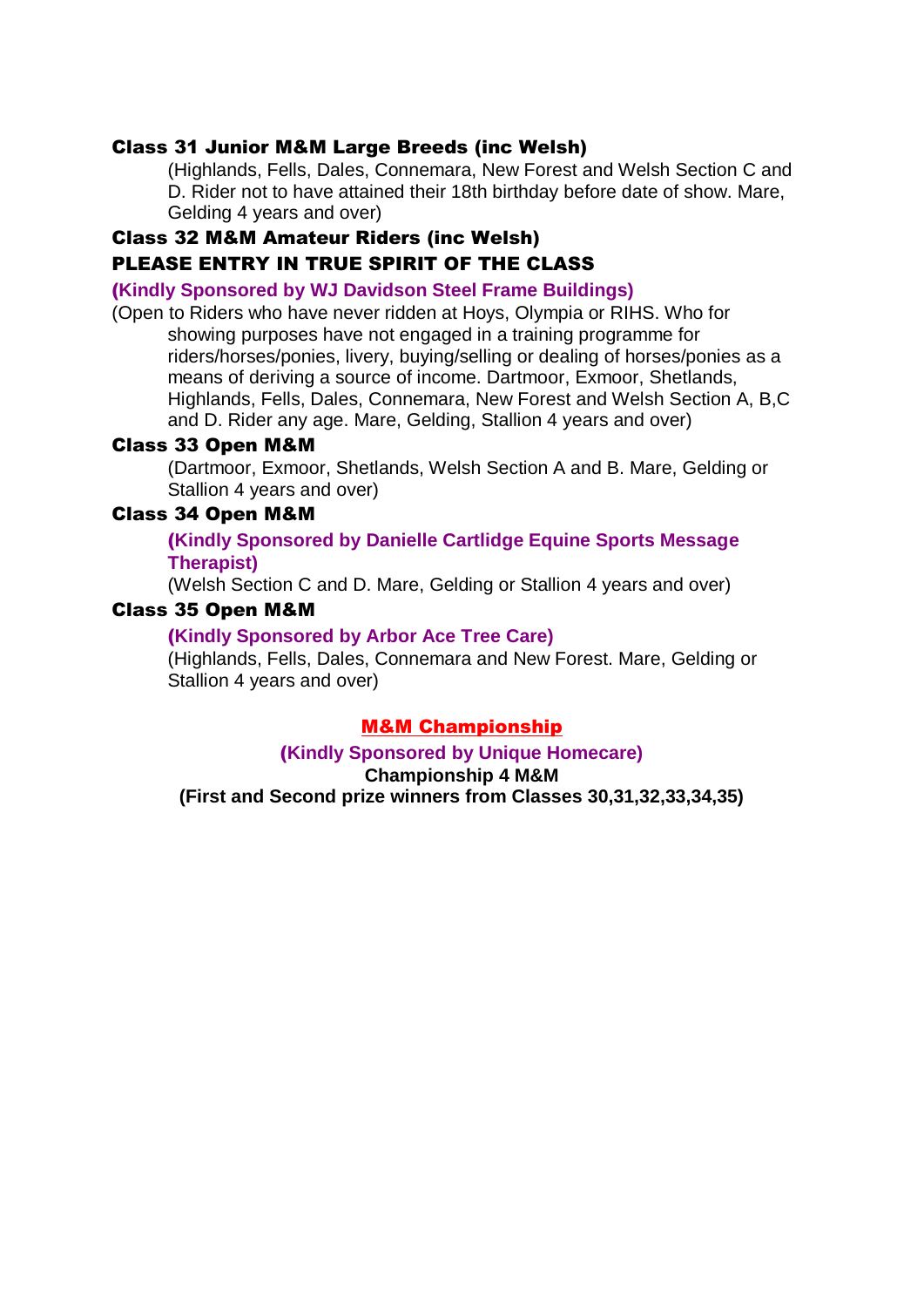### Class 31 Junior M&M Large Breeds (inc Welsh)

(Highlands, Fells, Dales, Connemara, New Forest and Welsh Section C and D. Rider not to have attained their 18th birthday before date of show. Mare, Gelding 4 years and over)

### Class 32 M&M Amateur Riders (inc Welsh)

### PLEASE ENTRY IN TRUE SPIRIT OF THE CLASS

**(Kindly Sponsored by WJ Davidson Steel Frame Buildings)**

(Open to Riders who have never ridden at Hoys, Olympia or RIHS. Who for showing purposes have not engaged in a training programme for riders/horses/ponies, livery, buying/selling or dealing of horses/ponies as a means of deriving a source of income. Dartmoor, Exmoor, Shetlands, Highlands, Fells, Dales, Connemara, New Forest and Welsh Section A, B,C and D. Rider any age. Mare, Gelding, Stallion 4 years and over)

### Class 33 Open M&M

(Dartmoor, Exmoor, Shetlands, Welsh Section A and B. Mare, Gelding or Stallion 4 years and over)

### Class 34 Open M&M

**(Kindly Sponsored by Danielle Cartlidge Equine Sports Message Therapist)**

(Welsh Section C and D. Mare, Gelding or Stallion 4 years and over)

### Class 35 Open M&M

**(Kindly Sponsored by Arbor Ace Tree Care)**

(Highlands, Fells, Dales, Connemara and New Forest. Mare, Gelding or Stallion 4 years and over)

## M&M Championship

**(Kindly Sponsored by Unique Homecare)**

**Championship 4 M&M**

**(First and Second prize winners from Classes 30,31,32,33,34,35)**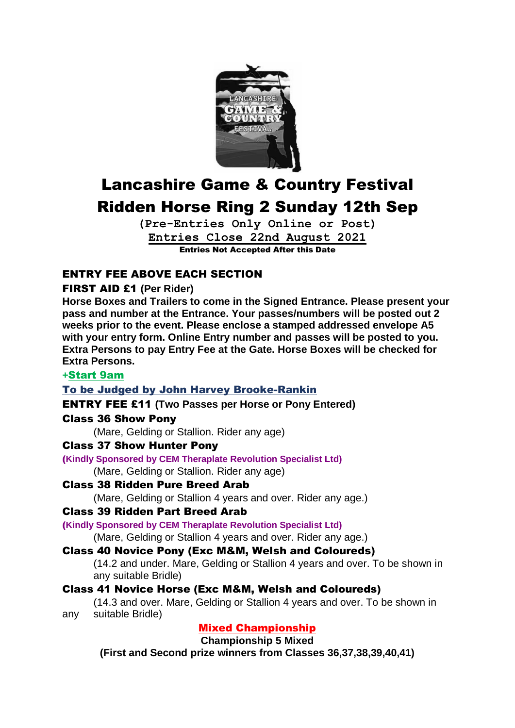# Lancashire Game & Country Festival

# Ridden Horse Ring 2 Sunday 12th Sep

**(Pre-Entries Only Online or Post)**

**Entries Close 22nd August 2021**

**Entries Not Accepted After this Date**

## ENTRY FEE ABOVE EACH SECTION

**FIRST AID £1 (Per Rider)**

**Horse Boxes and Trailers to come in the Signed Entrance. Please present your pass and number at the Entrance. Your passes/numbers will be posted out 2 weeks prior to the event. Please enclose a stamped addressed envelope A5 with your entry form. Online Entry number and passes will be posted to you. Extra Persons to pay Entry Fee at the Gate. Horse Boxes will be checked for Extra Persons.**

**+Start 9am**

**To be Judged by John Harvey Brooke-Rankin**

**ENTRY FEE £11 (Two Passes per Horse or Pony Entered)**

**Class 36 Show Pony**

(Mare, Gelding or Stallion. Rider any age)

**Class 37 Show Hunter Pony**

**(Kindly Sponsored by CEM Theraplate Revolution Specialist Ltd)**

(Mare, Gelding or Stallion. Rider any age)

**Class 38 Ridden Pure Breed Arab**

(Mare, Gelding or Stallion 4 years and over. Rider any age.)

**Class 39 Ridden Part Breed Arab**

**(Kindly Sponsored by CEM Theraplate Revolution Specialist Ltd)**

(Mare, Gelding or Stallion 4 years and over. Rider any age.)

**Class 40 Novice Pony (Exc M&M, Welsh and Coloureds)**

(14.2 and under. Mare, Gelding or Stallion 4 years and over. To be shown in any suitable Bridle)

**Class 41 Novice Horse (Exc M&M, Welsh and Coloureds)**

(14.3 and over. Mare, Gelding or Stallion 4 years and over. To be shown in any suitable Bridle)

**Mixed Championship**

**Championship 5 Mixed**

**(First and Second prize winners from Classes 36,37,38,39,40,41)**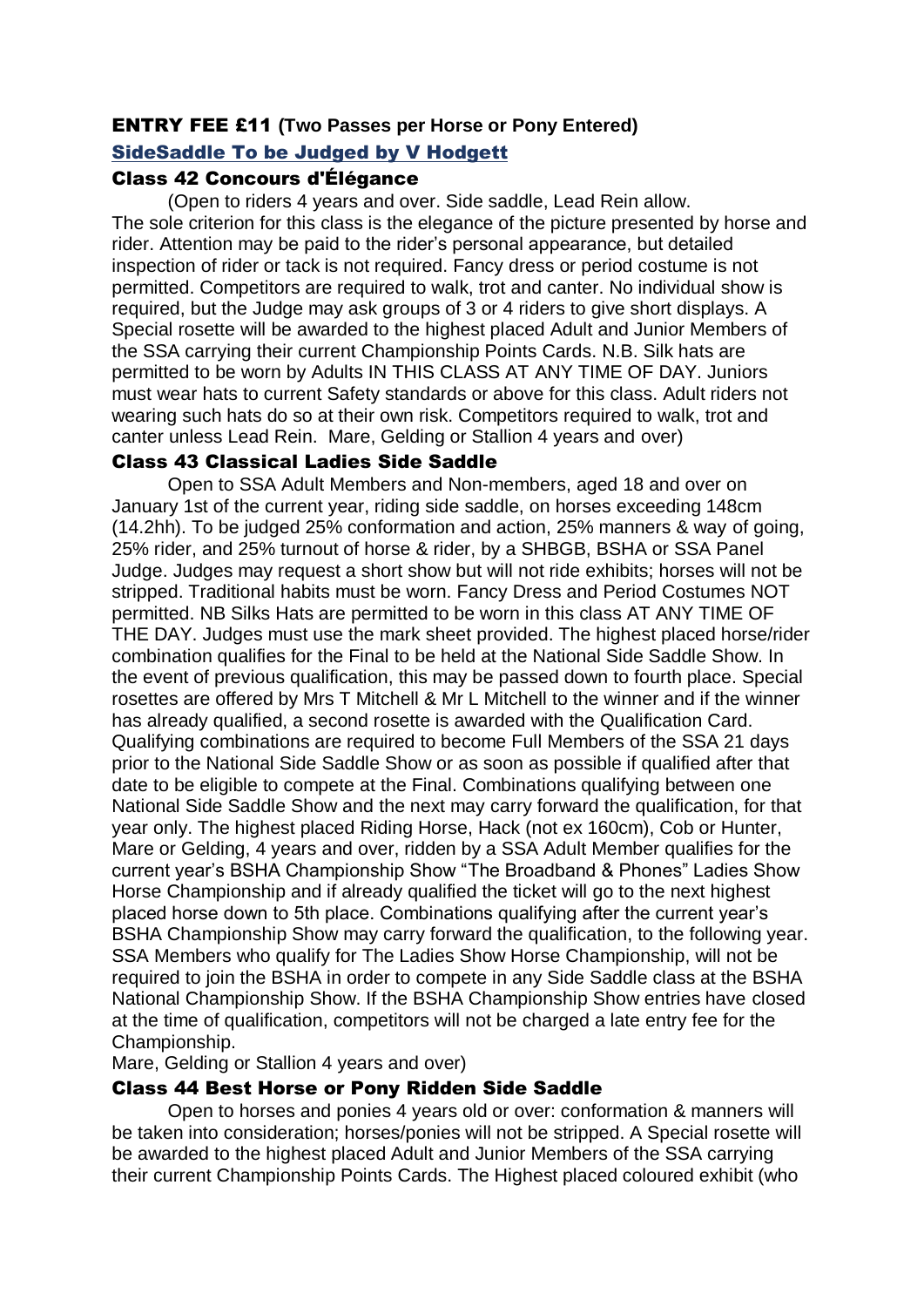## ENTRY FEE £11 (Two Passes per Horse or Pony Entered)

## SideSaddle To be Judged by V Hodgett

### Class 42 Concours d'Élégance

(Open to riders 4 years and over. Side saddle, Lead Rein allow. The sole criterion for this class is the elegance of the picture presented by horse and rider. Attention may be paid to the rider's personal appearance, but detailed inspection of rider or tack is not required. Fancy dress or period costume is not permitted. Competitors are required to walk, trot and canter. No individual show is required, but the Judge may ask groups of 3 or 4 riders to give short displays. A Special rosette will be awarded to the highest placed Adult and Junior Members of the SSA carrying their current Championship Points Cards. N.B. Silk hats are permitted to be worn by Adults IN THIS CLASS AT ANY TIME OF DAY. Juniors must wear hats to current Safety standards or above for this class. Adult riders not wearing such hats do so at their own risk. Competitors required to walk, trot and canter unless Lead Rein. Mare, Gelding or Stallion 4 years and over)

### Class 43 Classical Ladies Side Saddle

Open to SSA Adult Members and Non-members, aged 18 and over on January 1st of the current year, riding side saddle, on horses exceeding 148cm (14.2hh). To be judged 25% conformation and action, 25% manners & way of going, 25% rider, and 25% turnout of horse & rider, by a SHBGB, BSHA or SSA Panel Judge. Judges may request a short show but will not ride exhibits; horses will not be stripped. Traditional habits must be worn. Fancy Dress and Period Costumes NOT permitted. NB Silks Hats are permitted to be worn in this class AT ANY TIME OF THE DAY. Judges must use the mark sheet provided. The highest placed horse/rider combination qualifies for the Final to be held at the National Side Saddle Show. In the event of previous qualification, this may be passed down to fourth place. Special rosettes are offered by Mrs T Mitchell & Mr L Mitchell to the winner and if the winner has already qualified, a second rosette is awarded with the Qualification Card. Qualifying combinations are required to become Full Members of the SSA 21 days prior to the National Side Saddle Show or as soon as possible if qualified after that date to be eligible to compete at the Final. Combinations qualifying between one National Side Saddle Show and the next may carry forward the qualification, for that year only. The highest placed Riding Horse, Hack (not ex 160cm), Cob or Hunter, Mare or Gelding, 4 years and over, ridden by a SSA Adult Member qualifies for the current year's BSHA Championship Show "The Broadband & Phones" Ladies Show Horse Championship and if already qualified the ticket will go to the next highest placed horse down to 5th place. Combinations qualifying after the current year's BSHA Championship Show may carry forward the qualification, to the following year. SSA Members who qualify for The Ladies Show Horse Championship, will not be required to join the BSHA in order to compete in any Side Saddle class at the BSHA National Championship Show. If the BSHA Championship Show entries have closed at the time of qualification, competitors will not be charged a late entry fee for the Championship.

Mare, Gelding or Stallion 4 years and over)

### Class 44 Best Horse or Pony Ridden Side Saddle

Open to horses and ponies 4 years old or over: conformation & manners will be taken into consideration; horses/ponies will not be stripped. A Special rosette will be awarded to the highest placed Adult and Junior Members of the SSA carrying their current Championship Points Cards. The Highest placed coloured exhibit (who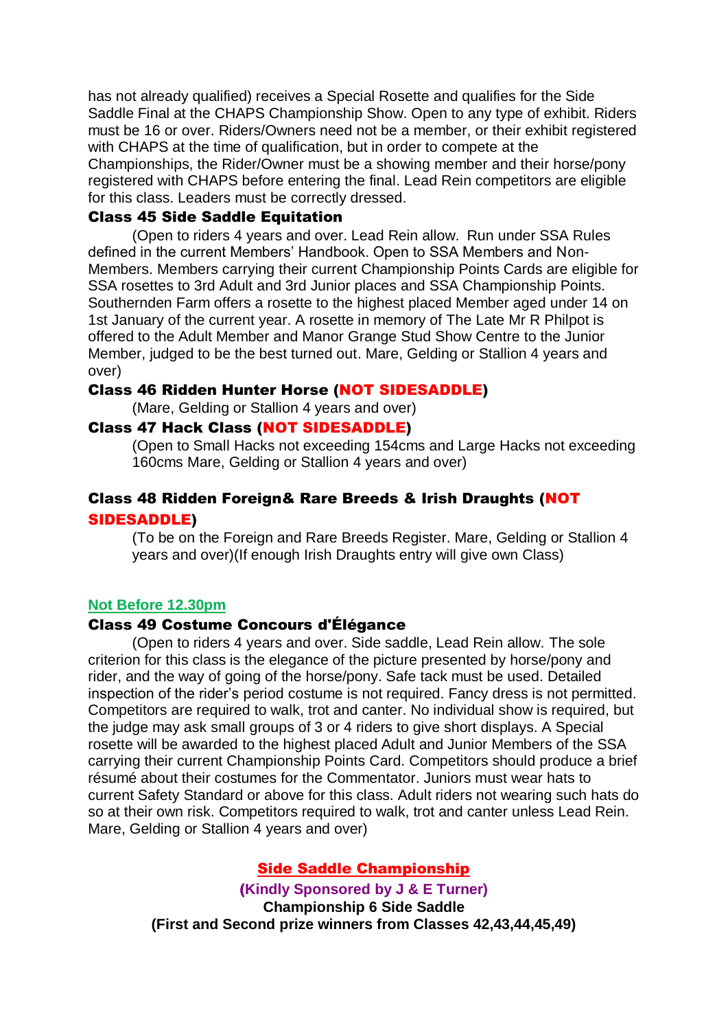has not already qualified) receives a Special Rosette and qualifies for the Side Saddle Final at the CHAPS Championship Show. Open to any type of exhibit. Riders must be 16 or over. Riders/Owners need not be a member, or their exhibit registered with CHAPS at the time of qualification, but in order to compete at the Championships, the Rider/Owner must be a showing member and their horse/pony registered with CHAPS before entering the final. Lead Rein competitors are eligible for this class. Leaders must be correctly dressed.

### Class 45 Side Saddle Equitation

(Open to riders 4 years and over. Lead Rein allow. Run under SSA Rules defined in the current Members' Handbook. Open to SSA Members and Non-Members. Members carrying their current Championship Points Cards are eligible for SSA rosettes to 3rd Adult and 3rd Junior places and SSA Championship Points. Southernden Farm offers a rosette to the highest placed Member aged under 14 on 1st January of the current year. A rosette in memory of The Late Mr R Philpot is offered to the Adult Member and Manor Grange Stud Show Centre to the Junior Member, judged to be the best turned out. Mare, Gelding or Stallion 4 years and over)

### Class 46 Ridden Hunter Horse (NOT SIDESADDLE)

(Mare, Gelding or Stallion 4 years and over)

### Class 47 Hack Class (NOT SIDESADDLE)

(Open to Small Hacks not exceeding 154cms and Large Hacks not exceeding 160cms Mare, Gelding or Stallion 4 years and over)

### Class 48 Ridden Foreign& Rare Breeds & Irish Draughts (NOT SIDESADDLE)

(To be on the Foreign and Rare Breeds Register. Mare, Gelding or Stallion 4 years and over)(If enough Irish Draughts entry will give own Class)

**Not Before 12.30pm**

### Class 49 Costume Concours d'Élégance

(Open to riders 4 years and over. Side saddle, Lead Rein allow. The sole criterion for this class is the elegance of the picture presented by horse/pony and rider, and the way of going of the horse/pony. Safe tack must be used. Detailed inspection of the rider's period costume is not required. Fancy dress is not permitted. Competitors are required to walk, trot and canter. No individual show is required, but the judge may ask small groups of 3 or 4 riders to give short displays. A Special rosette will be awarded to the highest placed Adult and Junior Members of the SSA carrying their current Championship Points Card. Competitors should produce a brief résumé about their costumes for the Commentator. Juniors must wear hats to current Safety Standard or above for this class. Adult riders not wearing such hats do so at their own risk. Competitors required to walk, trot and canter unless Lead Rein. Mare, Gelding or Stallion 4 years and over)

## Side Saddle Championship

**(Kindly Sponsored by J & E Turner)**

**Championship 6 Side Saddle**

**(First and Second prize winners from Classes 42,43,44,45,49)**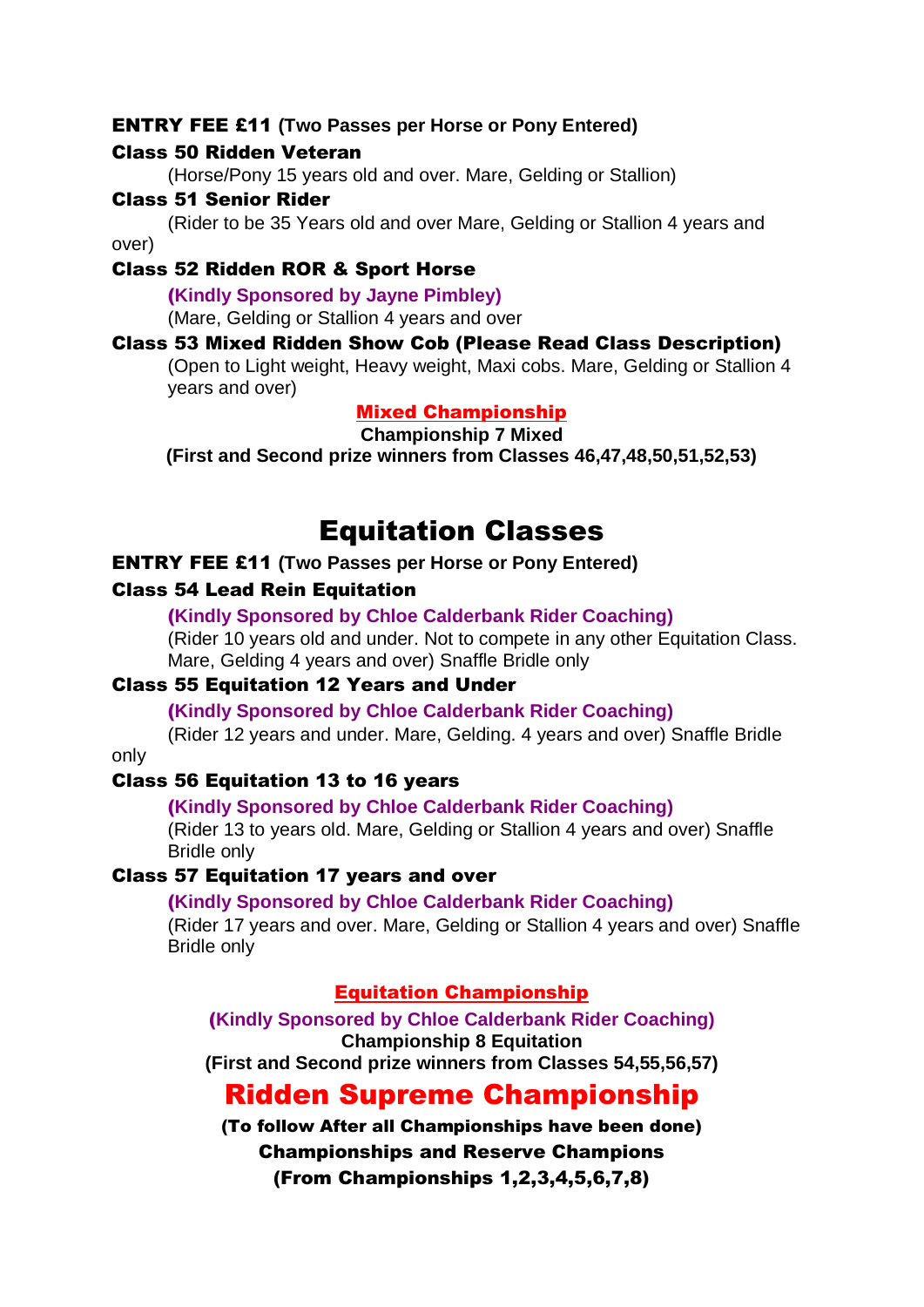**ENTRY FEE £11** **(Two Passes per Horse or Pony Entered)**

**Class 50 Ridden Veteran**

(Horse/Pony 15 years old and over. Mare, Gelding or Stallion)

**Class 51 Senior Rider**

(Rider to be 35 Years old and over Mare, Gelding or Stallion 4 years and over)

**Class 52 Ridden ROR & Sport Horse**

**(Kindly Sponsored by Jayne Pimbley)**

(Mare, Gelding or Stallion 4 years and over

**Class 53 Mixed Ridden Show Cob (Please Read Class Description)**

(Open to Light weight, Heavy weight, Maxi cobs. Mare, Gelding or Stallion 4 years and over)

**Mixed Championship**

**Championship 7 Mixed**

**(First and Second prize winners from Classes 46,47,48,50,51,52,53)**

# Equitation Classes

**ENTRY FEE £11** **(Two Passes per Horse or Pony Entered)**

**Class 54 Lead Rein Equitation**

**(Kindly Sponsored by Chloe Calderbank Rider Coaching)**

(Rider 10 years old and under. Not to compete in any other Equitation Class. Mare, Gelding 4 years and over) Snaffle Bridle only

**Class 55 Equitation 12 Years and Under**

**(Kindly Sponsored by Chloe Calderbank Rider Coaching)**

(Rider 12 years and under. Mare, Gelding. 4 years and over) Snaffle Bridle only

**Class 56 Equitation 13 to 16 years**

**(Kindly Sponsored by Chloe Calderbank Rider Coaching)**

(Rider 13 to years old. Mare, Gelding or Stallion 4 years and over) Snaffle Bridle only

**Class 57 Equitation 17 years and over**

**(Kindly Sponsored by Chloe Calderbank Rider Coaching)**

(Rider 17 years and over. Mare, Gelding or Stallion 4 years and over) Snaffle Bridle only

**Equitation Championship**

**(Kindly Sponsored by Chloe Calderbank Rider Coaching)**

**Championship 8 Equitation**

**(First and Second prize winners from Classes 54,55,56,57)**

## Ridden Supreme Championship

**(To follow After all Championships have been done)**

**Championships and Reserve Champions**

**(From Championships 1,2,3,4,5,6,7,8)**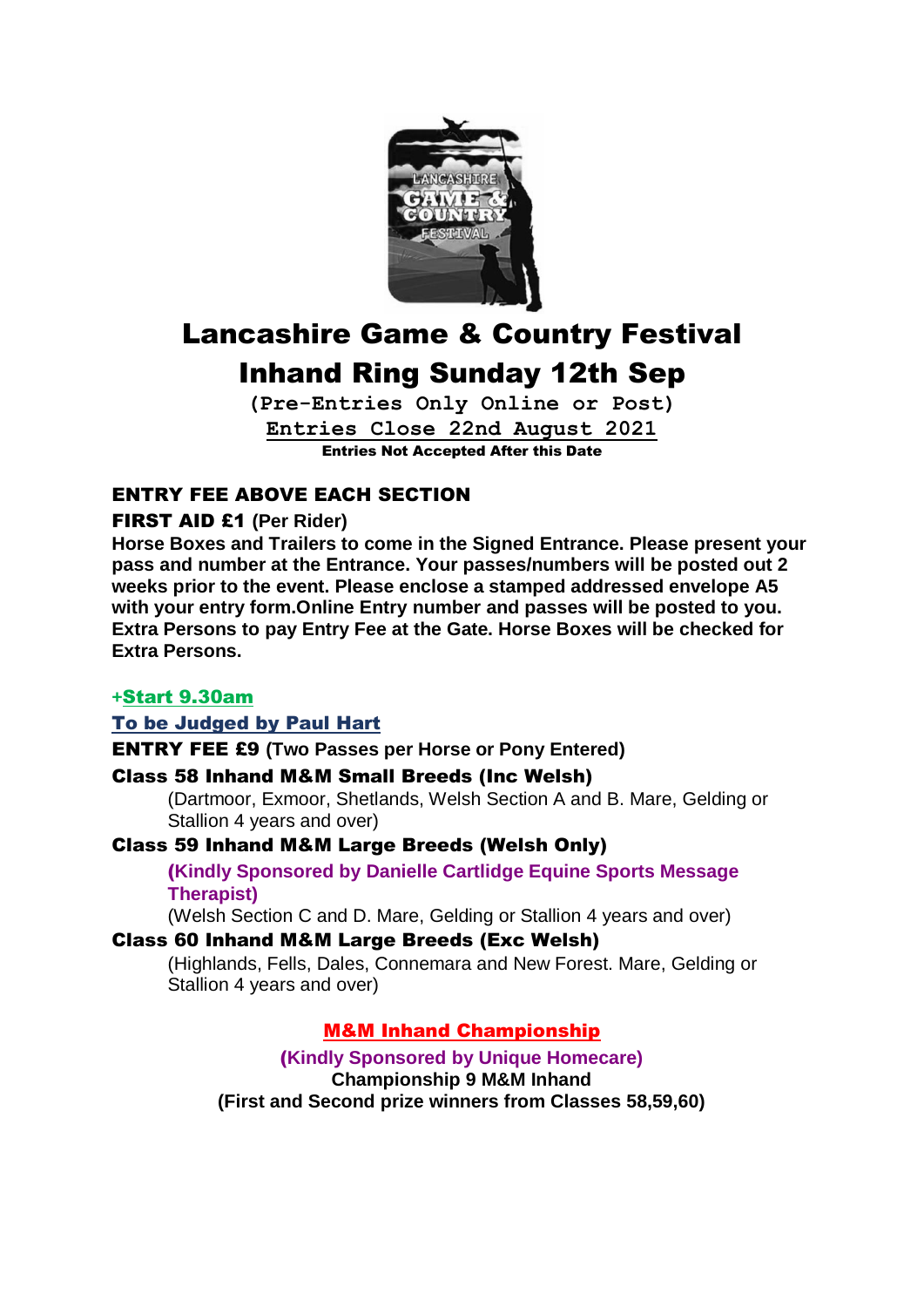# Lancashire Game & Country Festival

# Inhand Ring Sunday 12th Sep

**(Pre-Entries Only Online or Post)**

**Entries Close 22nd August 2021**

**Entries Not Accepted After this Date**

## ENTRY FEE ABOVE EACH SECTION

**FIRST AID £1 (Per Rider)**

**Horse Boxes and Trailers to come in the Signed Entrance. Please present your pass and number at the Entrance. Your passes/numbers will be posted out 2 weeks prior to the event. Please enclose a stamped addressed envelope A5 with your entry form.Online Entry number and passes will be posted to you. Extra Persons to pay Entry Fee at the Gate. Horse Boxes will be checked for Extra Persons.**

**+Start 9.30am**

**To be Judged by Paul Hart**

**ENTRY FEE £9 (Two Passes per Horse or Pony Entered)**

**Class 58 Inhand M&M Small Breeds (Inc Welsh)**

(Dartmoor, Exmoor, Shetlands, Welsh Section A and B. Mare, Gelding or Stallion 4 years and over)

**Class 59 Inhand M&M Large Breeds (Welsh Only)**

**(Kindly Sponsored by Danielle Cartlidge Equine Sports Message Therapist)**

(Welsh Section C and D. Mare, Gelding or Stallion 4 years and over)

**Class 60 Inhand M&M Large Breeds (Exc Welsh)**

(Highlands, Fells, Dales, Connemara and New Forest. Mare, Gelding or Stallion 4 years and over)

**M&M Inhand Championship**

**(Kindly Sponsored by Unique Homecare)**

**Championship 9 M&M Inhand**

**(First and Second prize winners from Classes 58,59,60)**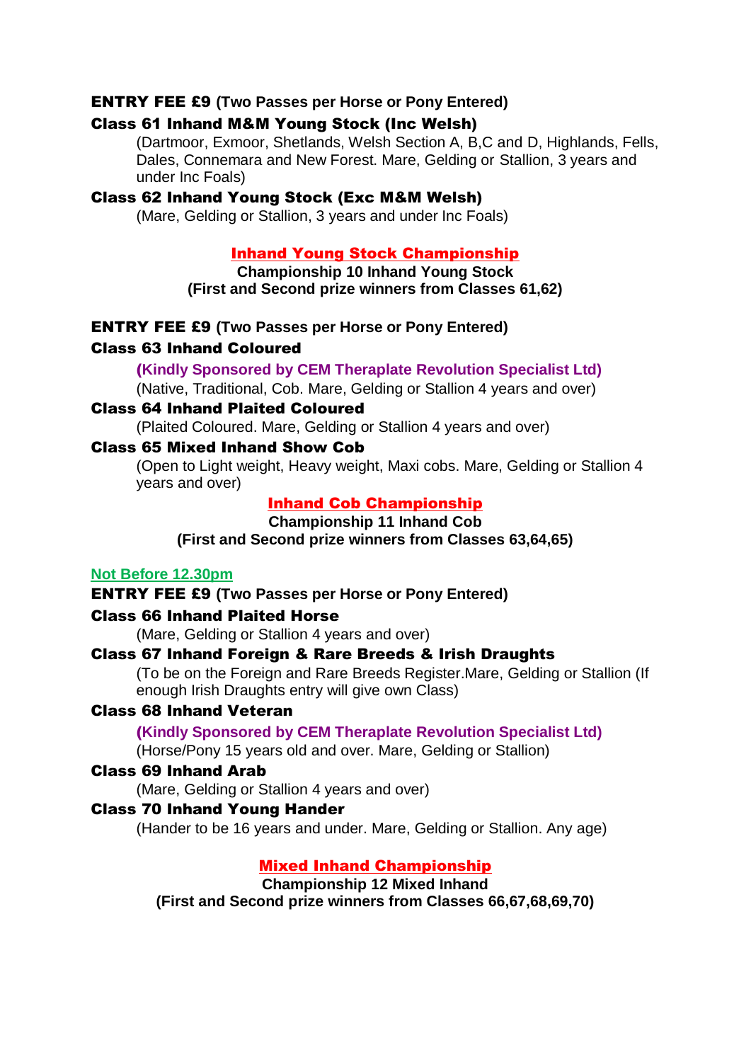**ENTRY FEE £9 (Two Passes per Horse or Pony Entered)**

**Class 61 Inhand M&M Young Stock (Inc Welsh)**

(Dartmoor, Exmoor, Shetlands, Welsh Section A, B,C and D, Highlands, Fells, Dales, Connemara and New Forest. Mare, Gelding or Stallion, 3 years and under Inc Foals)

**Class 62 Inhand Young Stock (Exc M&M Welsh)**

(Mare, Gelding or Stallion, 3 years and under Inc Foals)

## Inhand Young Stock Championship

**Championship 10 Inhand Young Stock**
**(First and Second prize winners from Classes 61,62)**

**ENTRY FEE £9 (Two Passes per Horse or Pony Entered)**

**Class 63 Inhand Coloured**

**(Kindly Sponsored by CEM Theraplate Revolution Specialist Ltd)**

(Native, Traditional, Cob. Mare, Gelding or Stallion 4 years and over)

**Class 64 Inhand Plaited Coloured**

(Plaited Coloured. Mare, Gelding or Stallion 4 years and over)

**Class 65 Mixed Inhand Show Cob**

(Open to Light weight, Heavy weight, Maxi cobs. Mare, Gelding or Stallion 4 years and over)

## Inhand Cob Championship

**Championship 11 Inhand Cob**
**(First and Second prize winners from Classes 63,64,65)**

**Not Before 12.30pm**

**ENTRY FEE £9 (Two Passes per Horse or Pony Entered)**

**Class 66 Inhand Plaited Horse**

(Mare, Gelding or Stallion 4 years and over)

**Class 67 Inhand Foreign & Rare Breeds & Irish Draughts**

(To be on the Foreign and Rare Breeds Register.Mare, Gelding or Stallion (If enough Irish Draughts entry will give own Class)

**Class 68 Inhand Veteran**

**(Kindly Sponsored by CEM Theraplate Revolution Specialist Ltd)**

(Horse/Pony 15 years old and over. Mare, Gelding or Stallion)

**Class 69 Inhand Arab**

(Mare, Gelding or Stallion 4 years and over)

**Class 70 Inhand Young Hander**

(Hander to be 16 years and under. Mare, Gelding or Stallion. Any age)

## Mixed Inhand Championship

**Championship 12 Mixed Inhand**
**(First and Second prize winners from Classes 66,67,68,69,70)**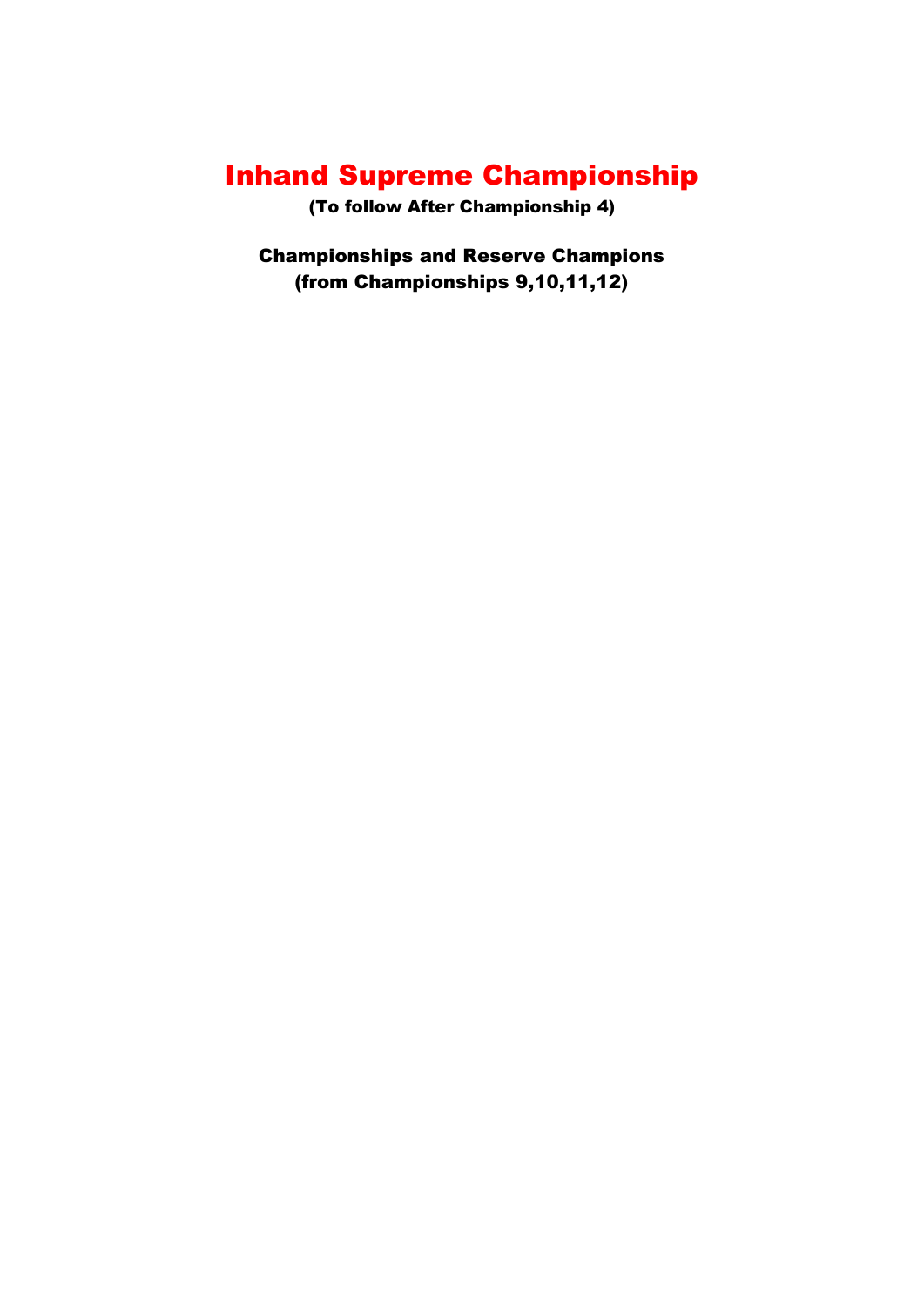# Inhand Supreme Championship

**(To follow After Championship 4)**

**Championships and Reserve Champions**
**(from Championships 9,10,11,12)**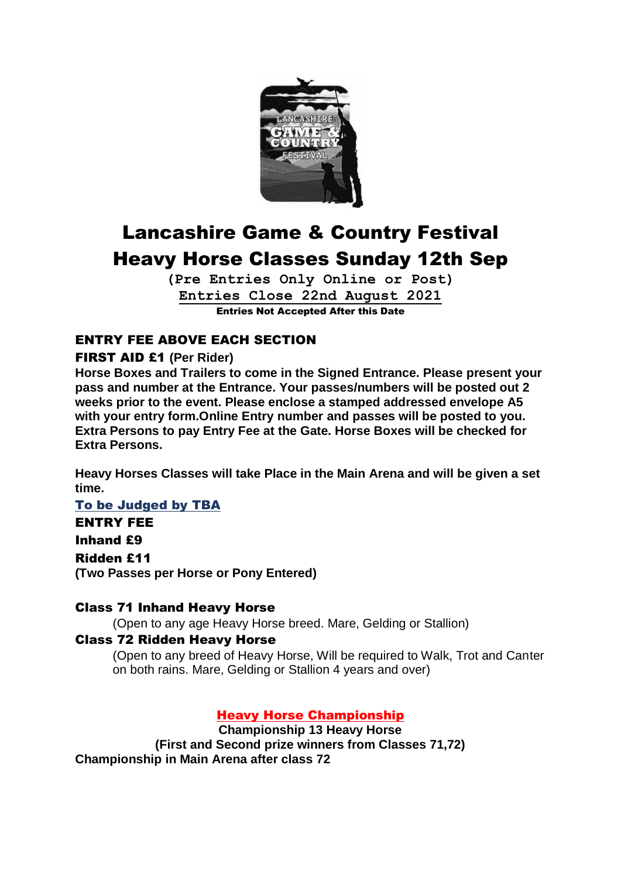# Lancashire Game & Country Festival

# Heavy Horse Classes Sunday 12th Sep

**(Pre Entries Only Online or Post)**

**Entries Close 22nd August 2021**

**Entries Not Accepted After this Date**

**ENTRY FEE ABOVE EACH SECTION**

**FIRST AID £1 (Per Rider)**

**Horse Boxes and Trailers to come in the Signed Entrance. Please present your pass and number at the Entrance. Your passes/numbers will be posted out 2 weeks prior to the event. Please enclose a stamped addressed envelope A5 with your entry form.Online Entry number and passes will be posted to you. Extra Persons to pay Entry Fee at the Gate. Horse Boxes will be checked for Extra Persons.**

**Heavy Horses Classes will take Place in the Main Arena and will be given a set time.**

**To be Judged by TBA**

**ENTRY FEE**

**Inhand £9**

**Ridden £11**

**(Two Passes per Horse or Pony Entered)**

**Class 71 Inhand Heavy Horse**

(Open to any age Heavy Horse breed. Mare, Gelding or Stallion)

**Class 72 Ridden Heavy Horse**

(Open to any breed of Heavy Horse, Will be required to Walk, Trot and Canter on both rains. Mare, Gelding or Stallion 4 years and over)

## Heavy Horse Championship

**Championship 13 Heavy Horse**

**(First and Second prize winners from Classes 71,72)**

**Championship in Main Arena after class 72**